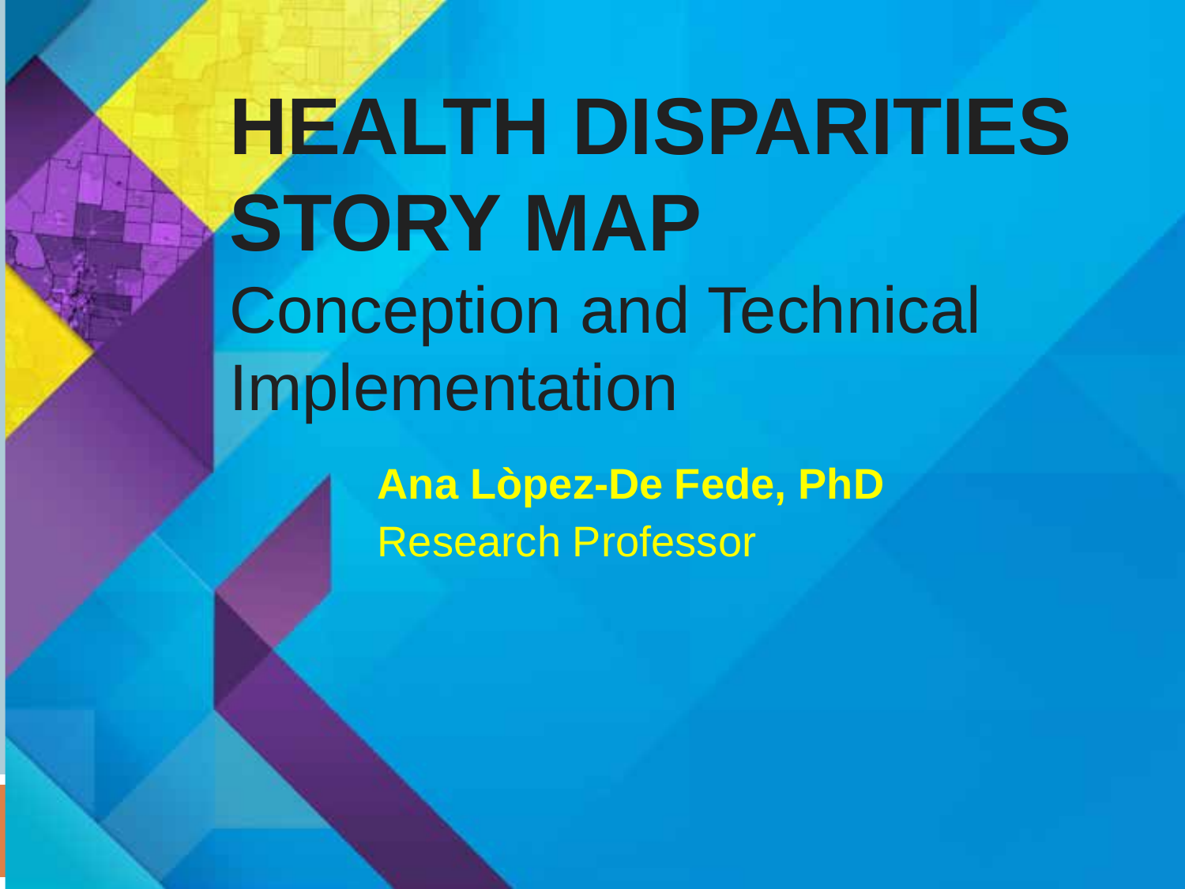# HEALTH DISPARITIES STORY MAP

## Conception and Technical Implementation

**Ana Lòpez-De Fede, PhD**

Research Professor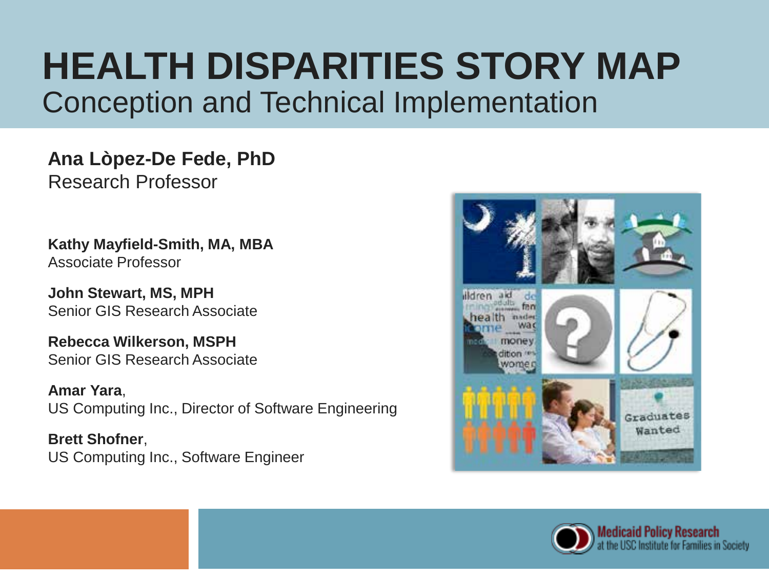# HEALTH DISPARITIES STORY MAP

## Conception and Technical Implementation

**Ana Lòpez-De Fede, PhD**
Research Professor

**Kathy Mayfield-Smith, MA, MBA**
Associate Professor

**John Stewart, MS, MPH**
Senior GIS Research Associate

**Rebecca Wilkerson, MSPH**
Senior GIS Research Associate

**Amar Yara**,
US Computing Inc., Director of Software Engineering

**Brett Shofner**,
US Computing Inc., Software Engineer

Medicaid Policy Research
at the USC Institute for Families in Society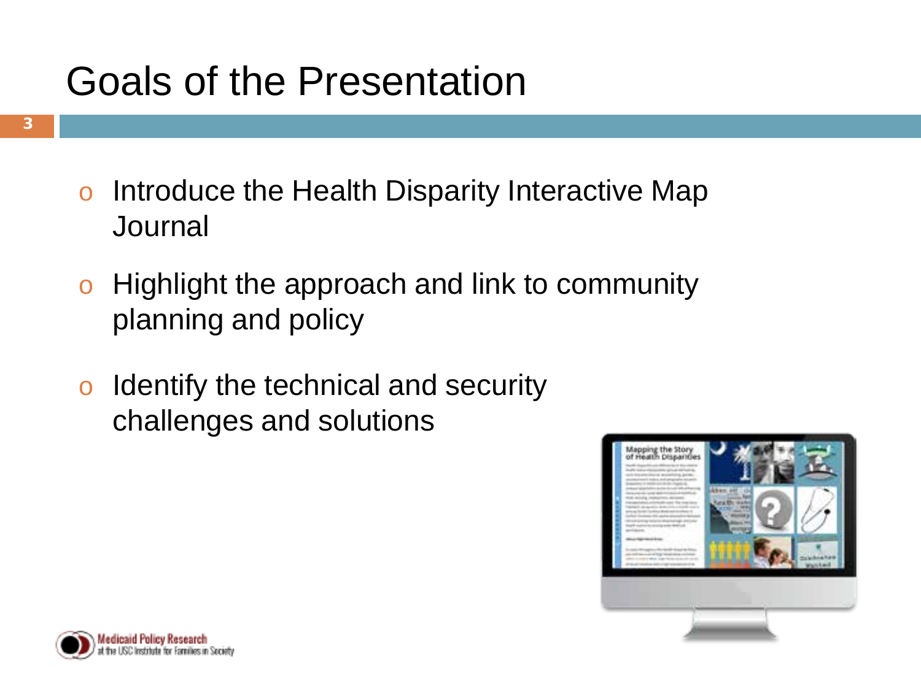# Goals of the Presentation

- Introduce the Health Disparity Interactive Map Journal
- Highlight the approach and link to community planning and policy
- Identify the technical and security challenges and solutions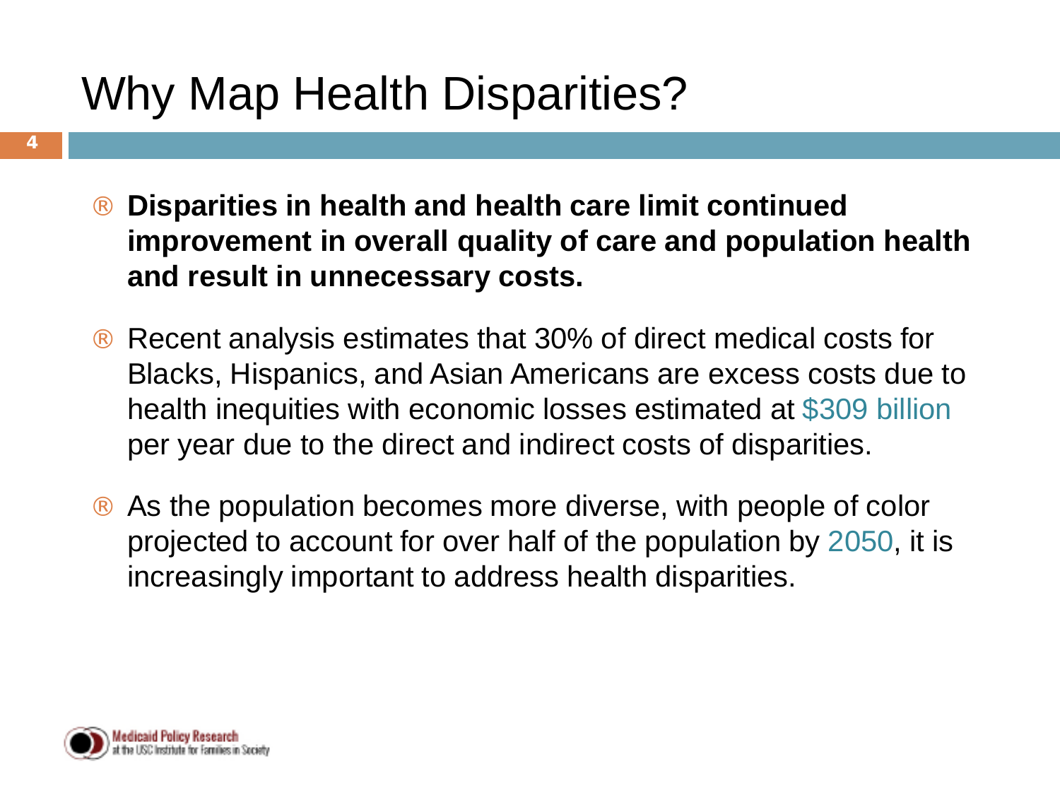# Why Map Health Disparities?

- **Disparities in health and health care limit continued improvement in overall quality of care and population health and result in unnecessary costs.**
- Recent analysis estimates that 30% of direct medical costs for Blacks, Hispanics, and Asian Americans are excess costs due to health inequities with economic losses estimated at $309 billion per year due to the direct and indirect costs of disparities.
- As the population becomes more diverse, with people of color projected to account for over half of the population by 2050, it is increasingly important to address health disparities.

Medicaid Policy Research
at the USC Institute for Families in Society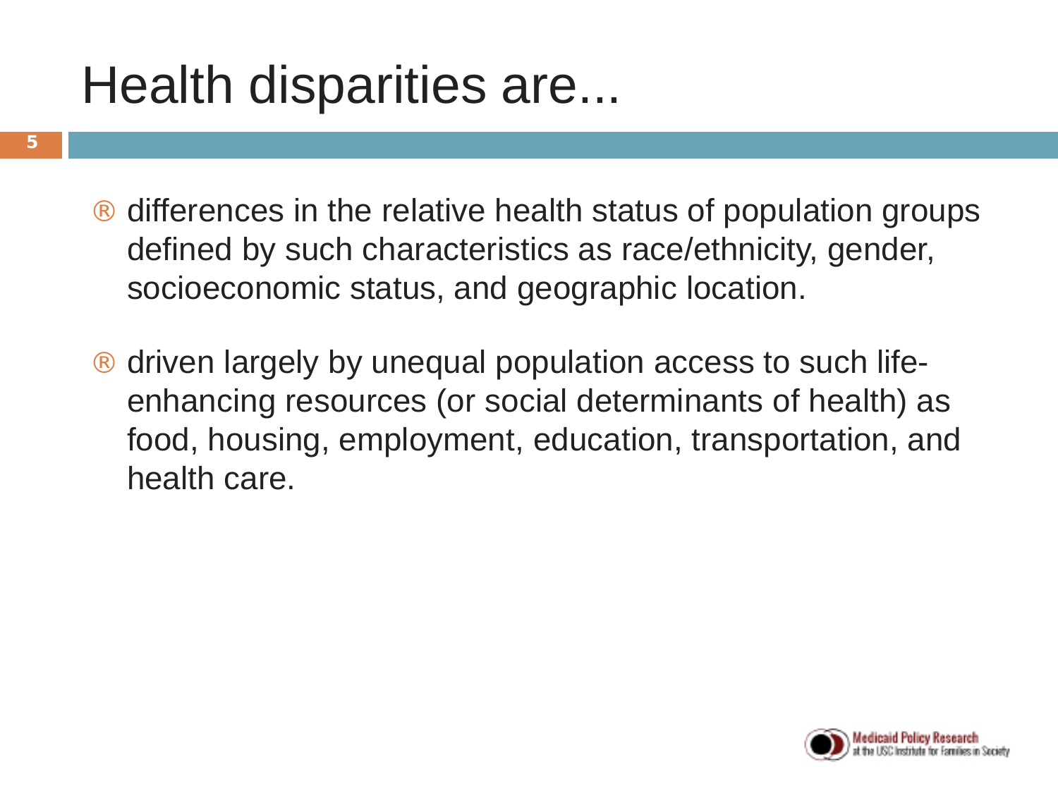# Health disparities are...

- differences in the relative health status of population groups defined by such characteristics as race/ethnicity, gender, socioeconomic status, and geographic location.
- driven largely by unequal population access to such life-enhancing resources (or social determinants of health) as food, housing, employment, education, transportation, and health care.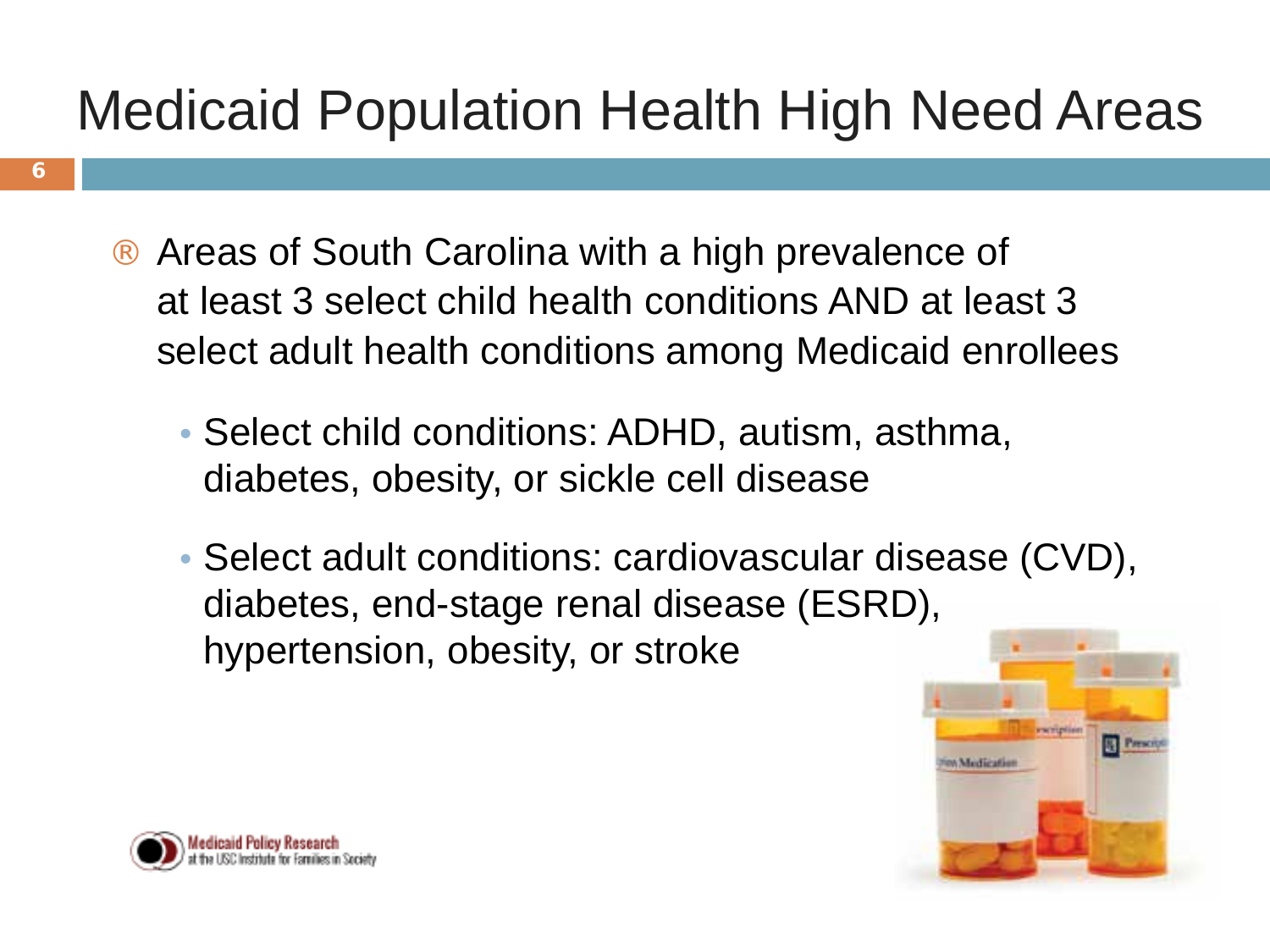# Medicaid Population Health High Need Areas

- Areas of South Carolina with a high prevalence of at least 3 select child health conditions AND at least 3 select adult health conditions among Medicaid enrollees
  - Select child conditions: ADHD, autism, asthma, diabetes, obesity, or sickle cell disease
  - Select adult conditions: cardiovascular disease (CVD), diabetes, end-stage renal disease (ESRD), hypertension, obesity, or stroke

Medicaid Policy Research at the USC Institute for Families in Society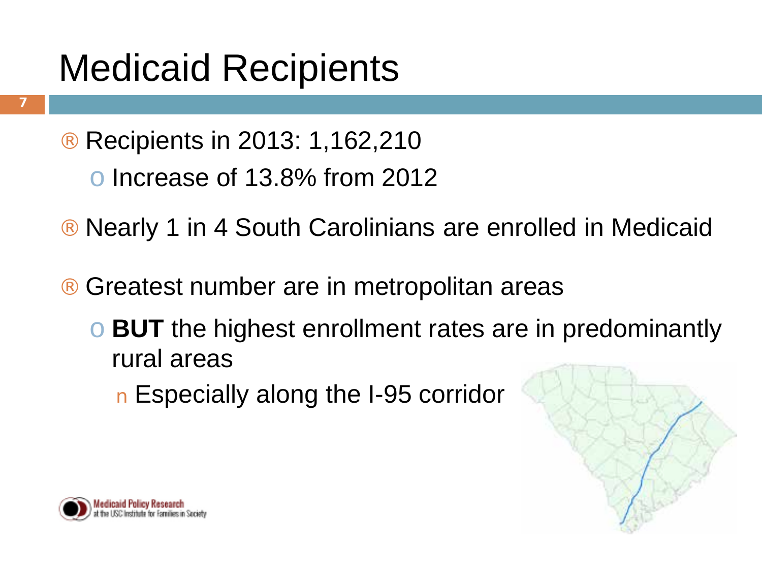# Medicaid Recipients

- Recipients in 2013: 1,162,210
  - Increase of 13.8% from 2012
- Nearly 1 in 4 South Carolinians are enrolled in Medicaid
- Greatest number are in metropolitan areas
  - **BUT** the highest enrollment rates are in predominantly rural areas
    - Especially along the I-95 corridor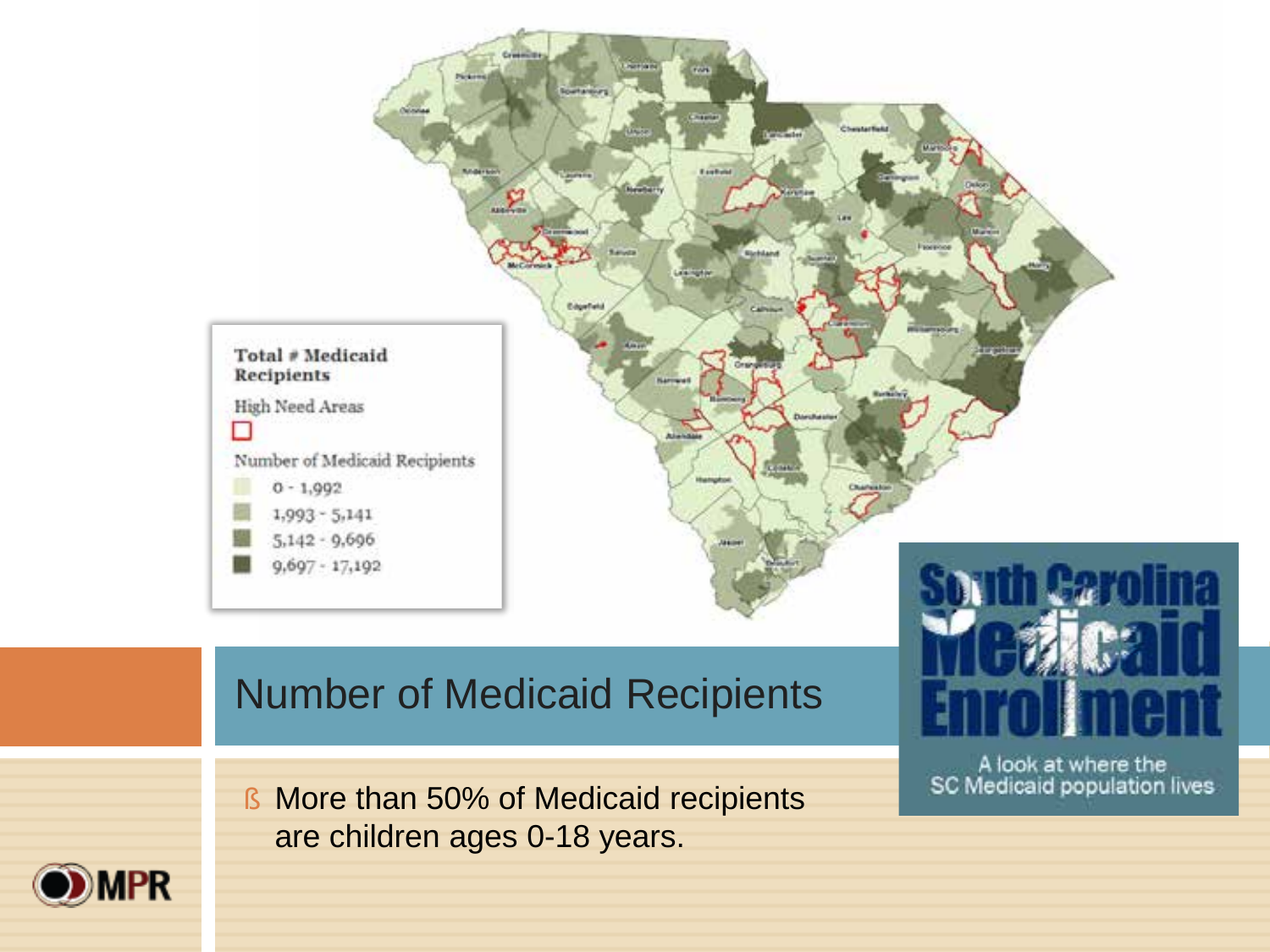## Number of Medicaid Recipients

- More than 50% of Medicaid recipients are children ages 0-18 years.

**Total # Medicaid Recipients**

High Need Areas

Number of Medicaid Recipients

- 0 - 1,992
- 1,993 - 5,141
- 5,142 - 9,696
- 9,697 - 17,192

South Carolina Medicaid Enrollment

A look at where the SC Medicaid population lives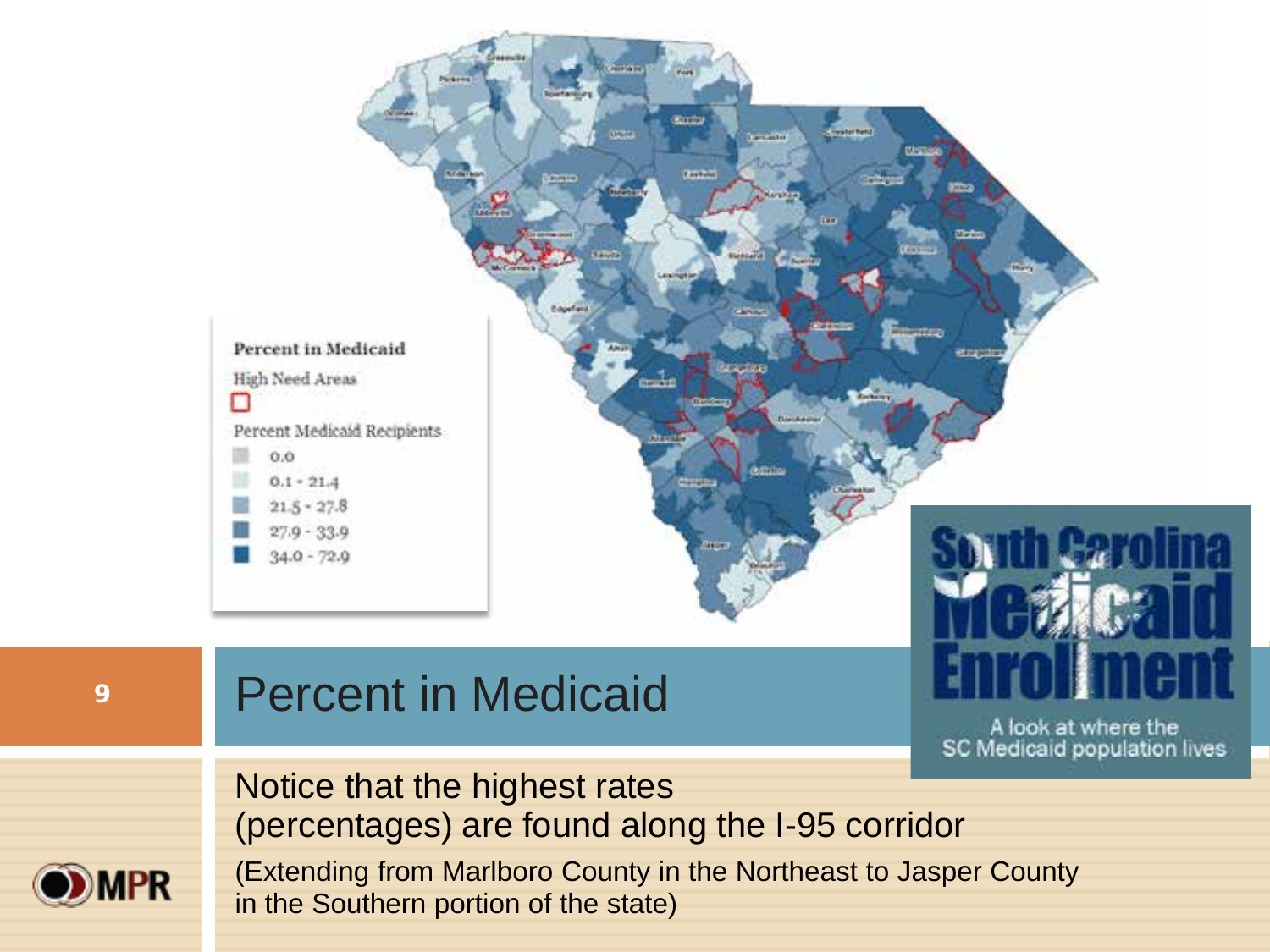# Percent in Medicaid

Notice that the highest rates (percentages) are found along the I-95 corridor

(Extending from Marlboro County in the Northeast to Jasper County in the Southern portion of the state)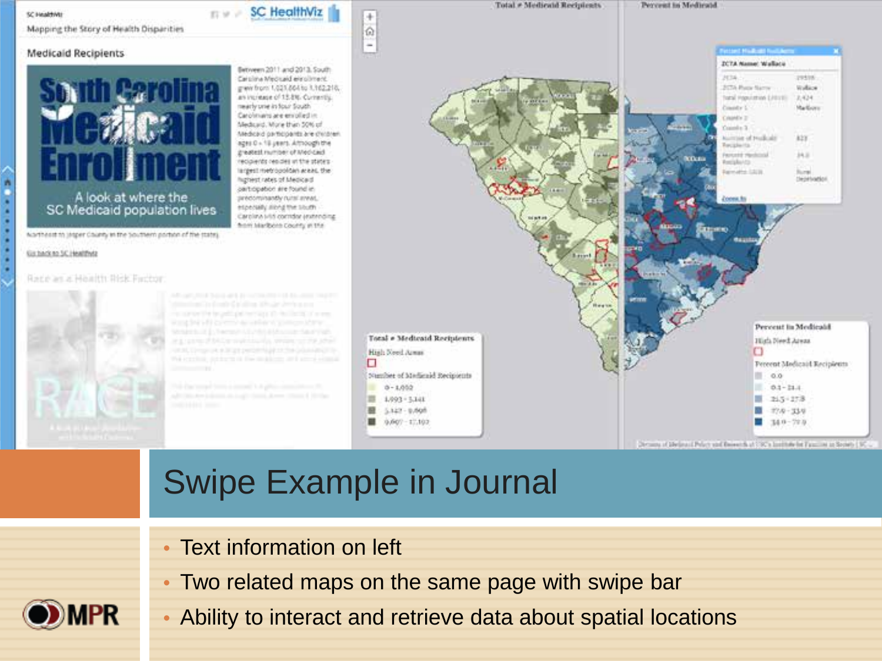# Swipe Example in Journal

- Text information on left
- Two related maps on the same page with swipe bar
- Ability to interact and retrieve data about spatial locations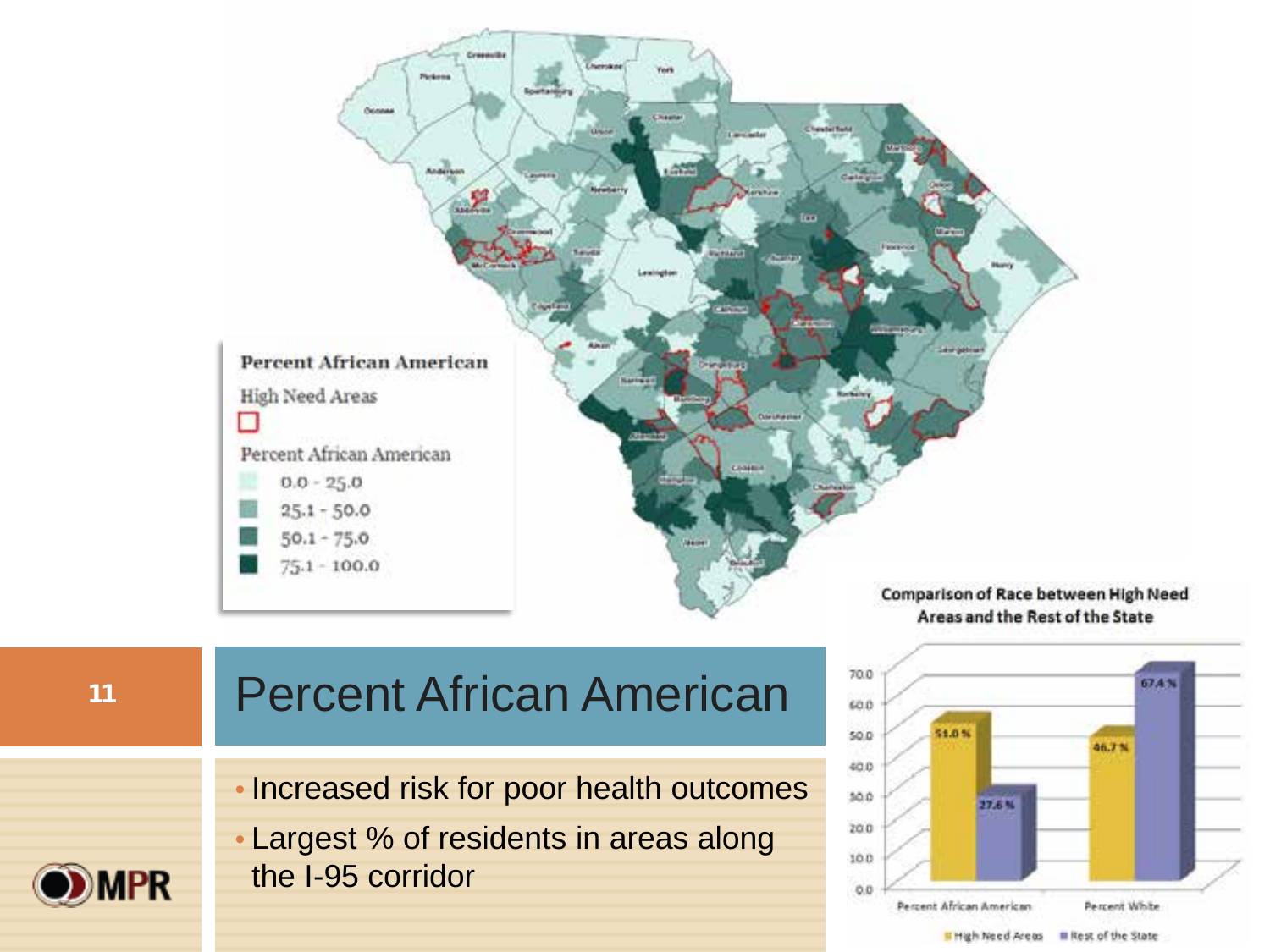# Percent African American

- Increased risk for poor health outcomes
- Largest % of residents in areas along the I-95 corridor

**Percent African American**

High Need Areas

Percent African American
- 0.0 - 25.0
- 25.1 - 50.0
- 50.1 - 75.0
- 75.1 - 100.0

**Comparison of Race between High Need Areas and the Rest of the State**

| | High Need Areas | Rest of the State |
|---|---|---|
| Percent African American | 51.0 % | 27.6 % |
| Percent White | 46.7 % | 67.4 % |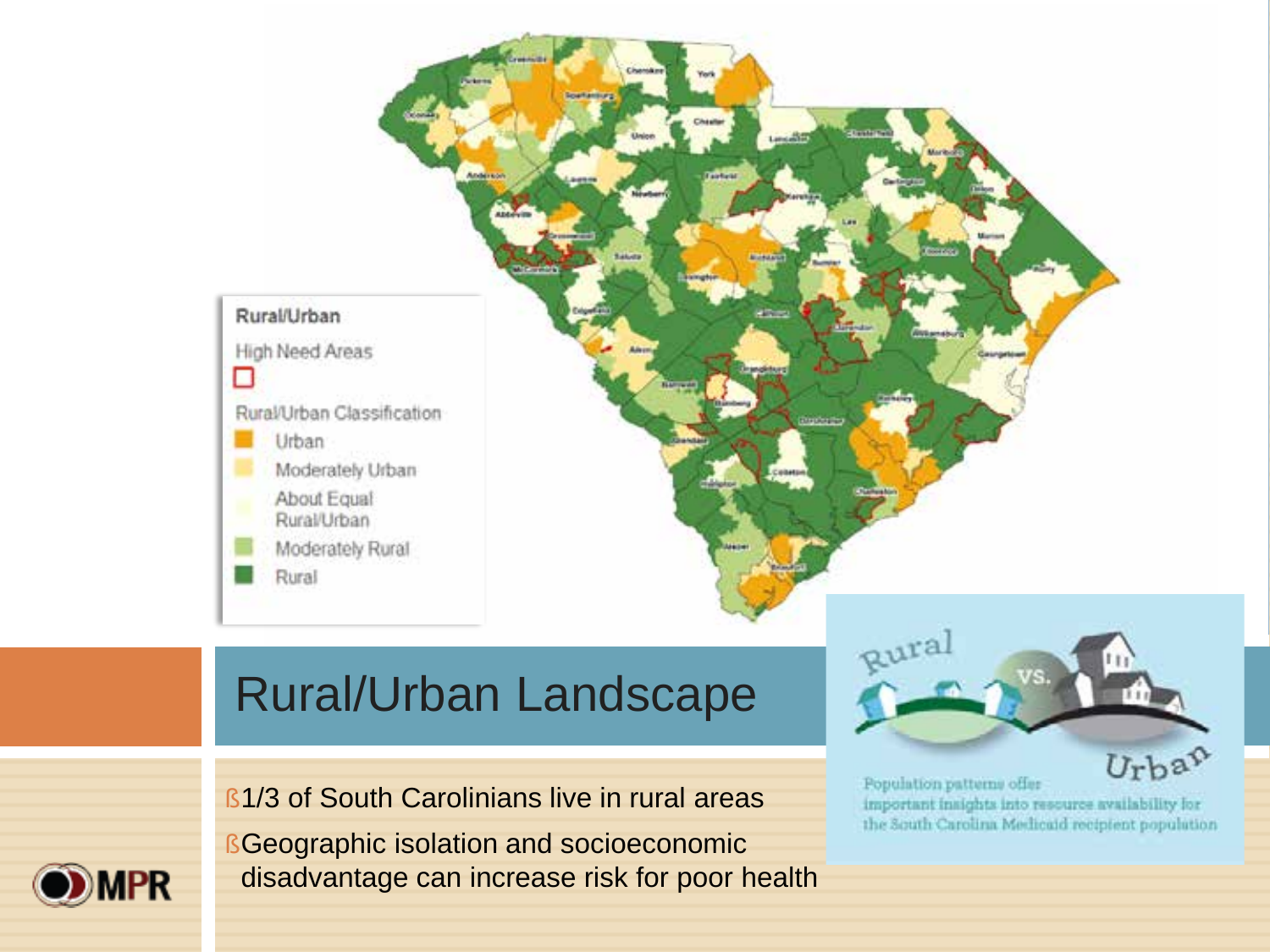# Rural/Urban Landscape

- 1/3 of South Carolinians live in rural areas
- Geographic isolation and socioeconomic disadvantage can increase risk for poor health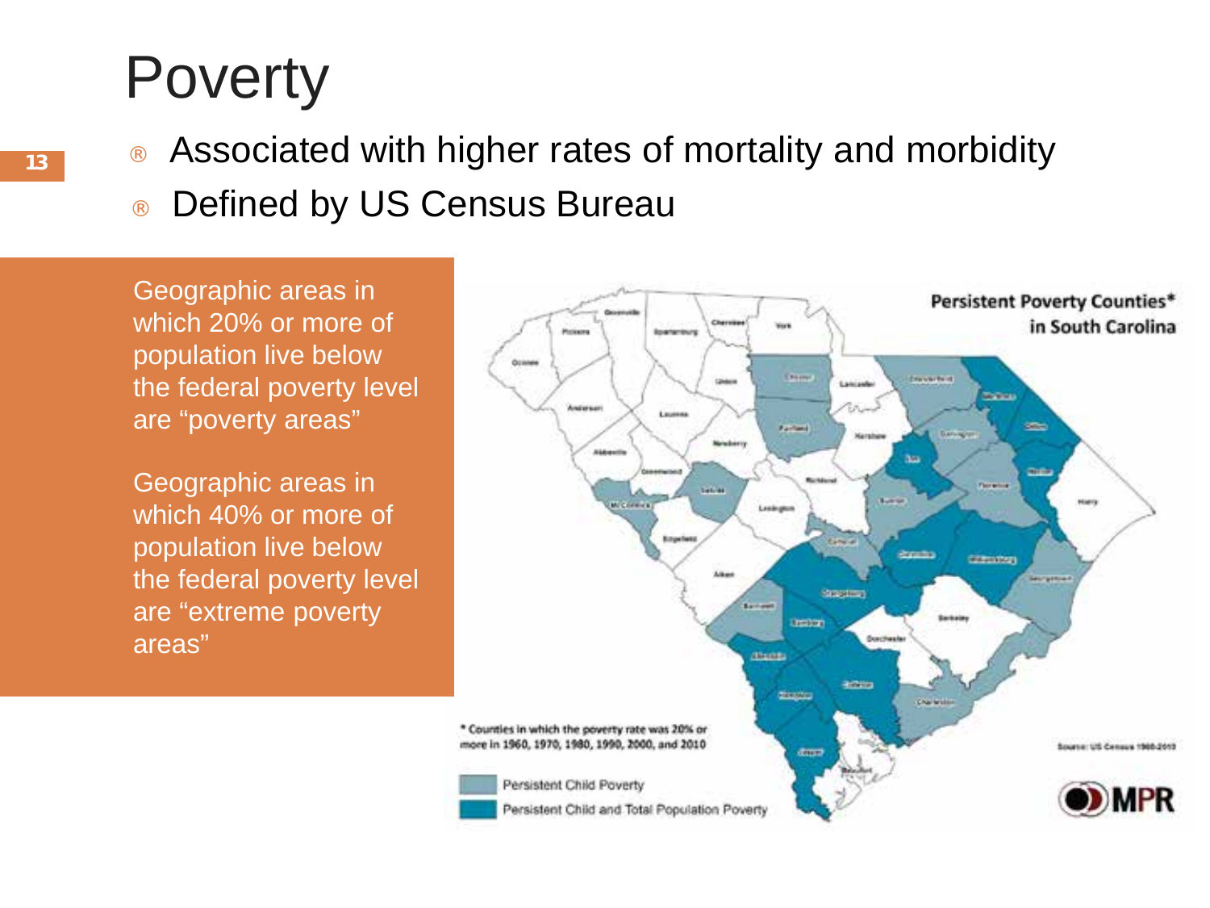# Poverty

- Associated with higher rates of mortality and morbidity
- Defined by US Census Bureau

Geographic areas in which 20% or more of population live below the federal poverty level are "poverty areas"

Geographic areas in which 40% or more of population live below the federal poverty level are "extreme poverty areas"

**Persistent Poverty Counties\* in South Carolina**

\* Counties in which the poverty rate was 20% or more in 1960, 1970, 1980, 1990, 2000, and 2010

- Persistent Child Poverty
- Persistent Child and Total Population Poverty

Source: US Census 1960-2010

MPR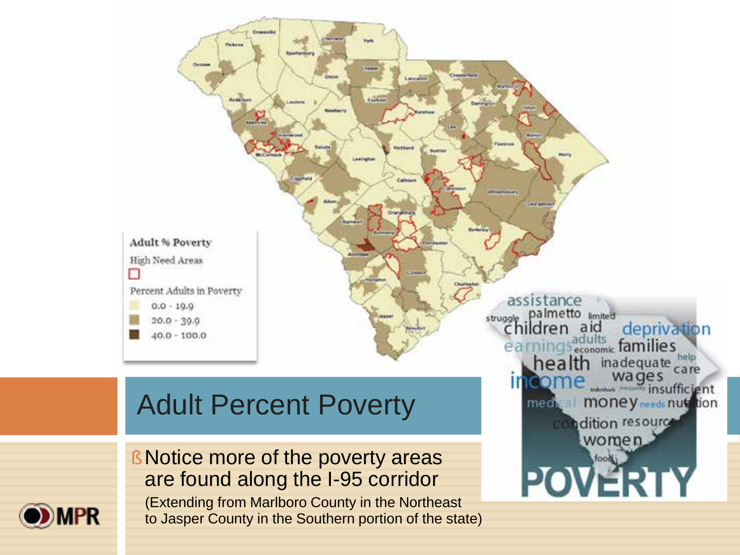# Adult Percent Poverty

- Notice more of the poverty areas are found along the I-95 corridor

  (Extending from Marlboro County in the Northeast to Jasper County in the Southern portion of the state)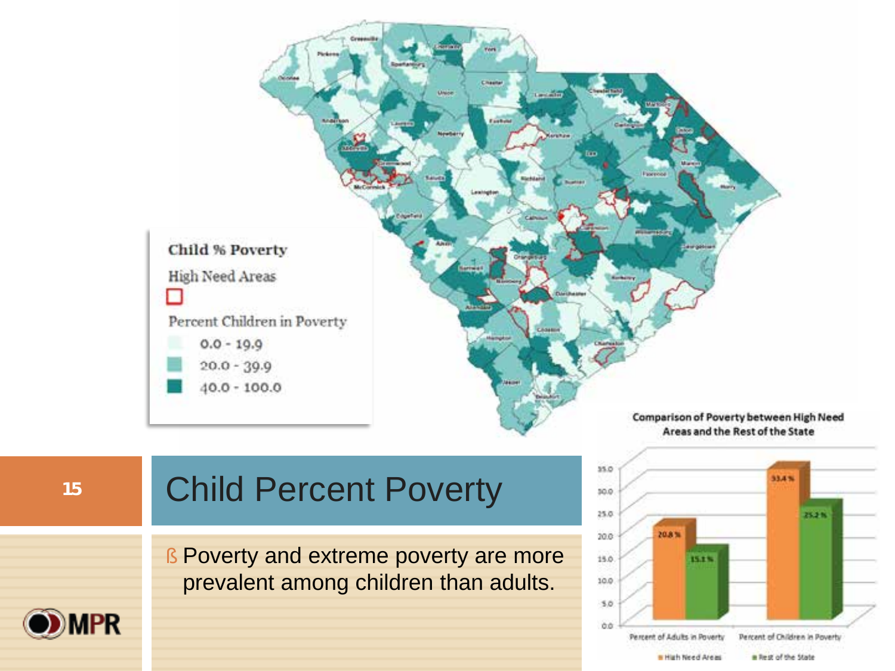# Child Percent Poverty

- Poverty and extreme poverty are more prevalent among children than adults.

**Child % Poverty**

High Need Areas

Percent Children in Poverty

- 0.0 - 19.9
- 20.0 - 39.9
- 40.0 - 100.0

**Comparison of Poverty between High Need Areas and the Rest of the State**

| | High Need Areas | Rest of the State |
|---|---|---|
| Percent of Adults in Poverty | 20.8 % | 15.1 % |
| Percent of Children in Poverty | 33.4 % | 25.2 % |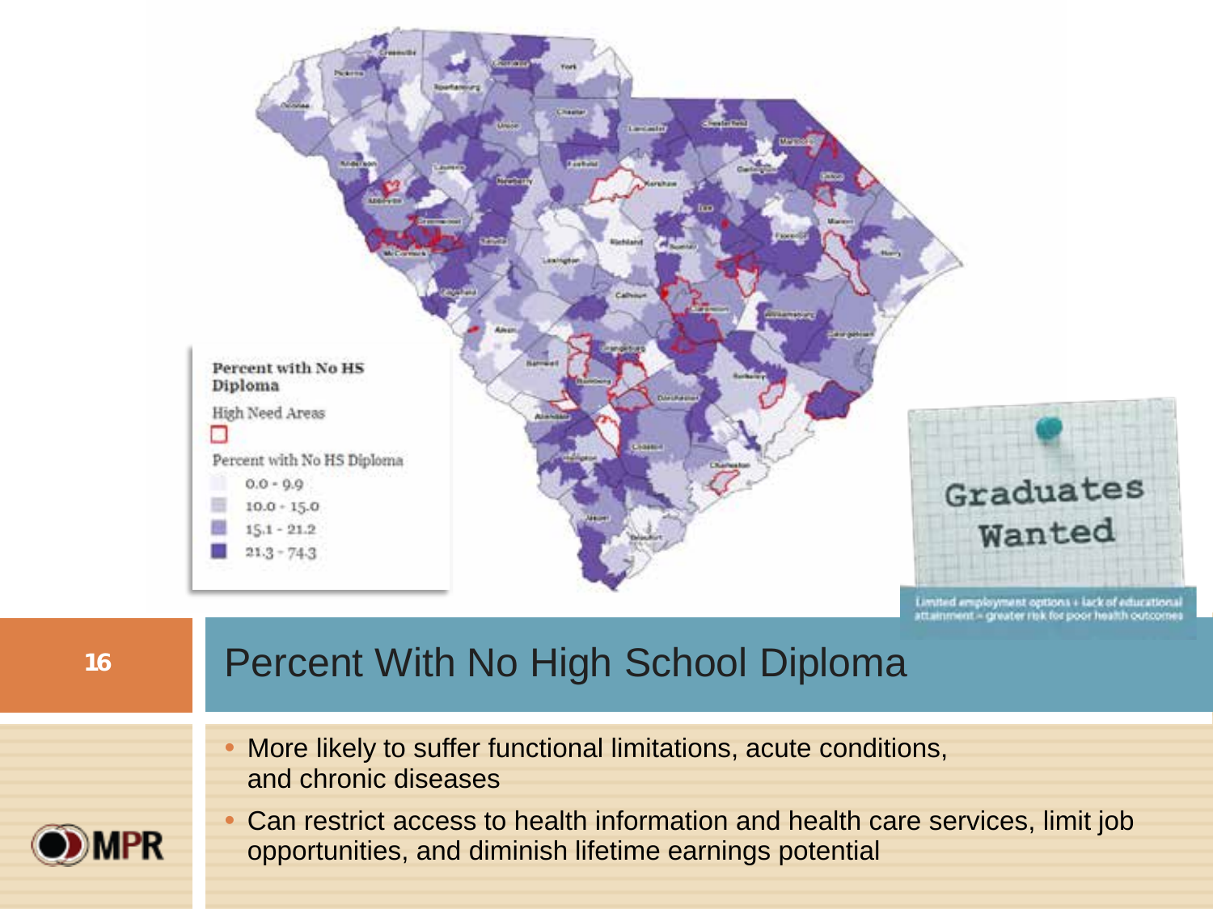## Percent With No High School Diploma

- More likely to suffer functional limitations, acute conditions, and chronic diseases
- Can restrict access to health information and health care services, limit job opportunities, and diminish lifetime earnings potential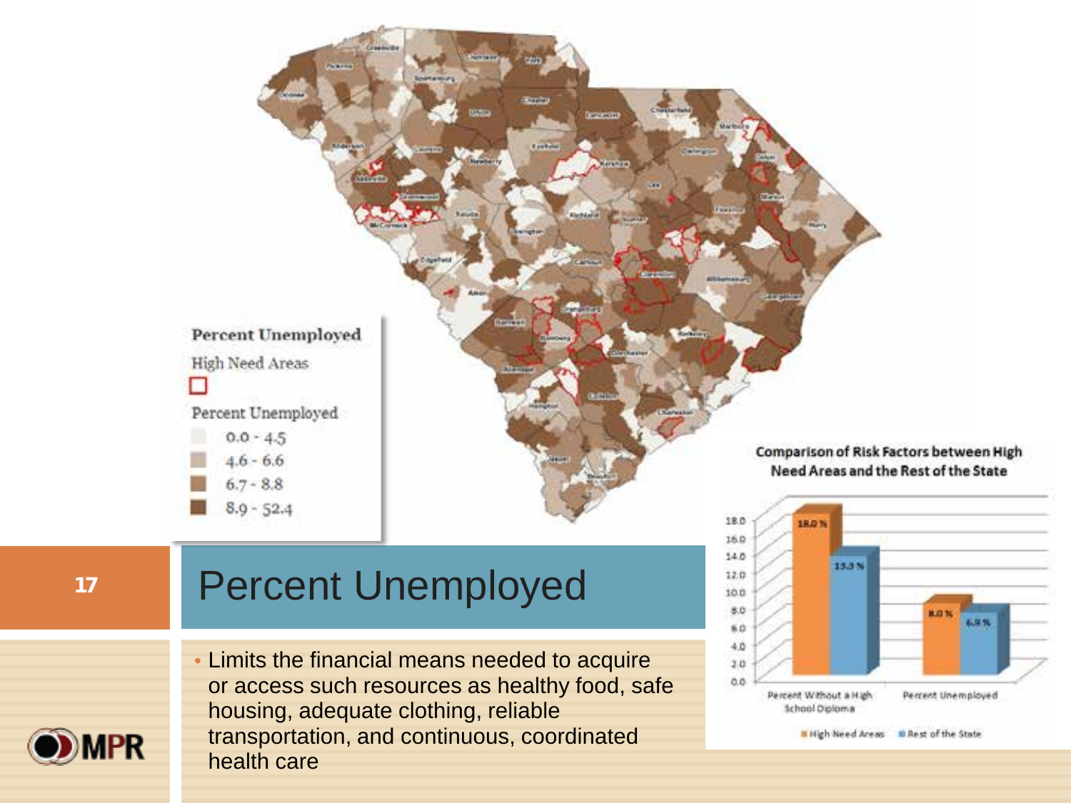# Percent Unemployed

- Limits the financial means needed to acquire or access such resources as healthy food, safe housing, adequate clothing, reliable transportation, and continuous, coordinated health care

**Percent Unemployed**

High Need Areas

Percent Unemployed

- 0.0 - 4.5
- 4.6 - 6.6
- 6.7 - 8.8
- 8.9 - 52.4

**Comparison of Risk Factors between High Need Areas and the Rest of the State**

| | High Need Areas | Rest of the State |
|---|---|---|
| Percent Without a High School Diploma | 18.0 % | 13.3 % |
| Percent Unemployed | 8.0 % | 6.9 % |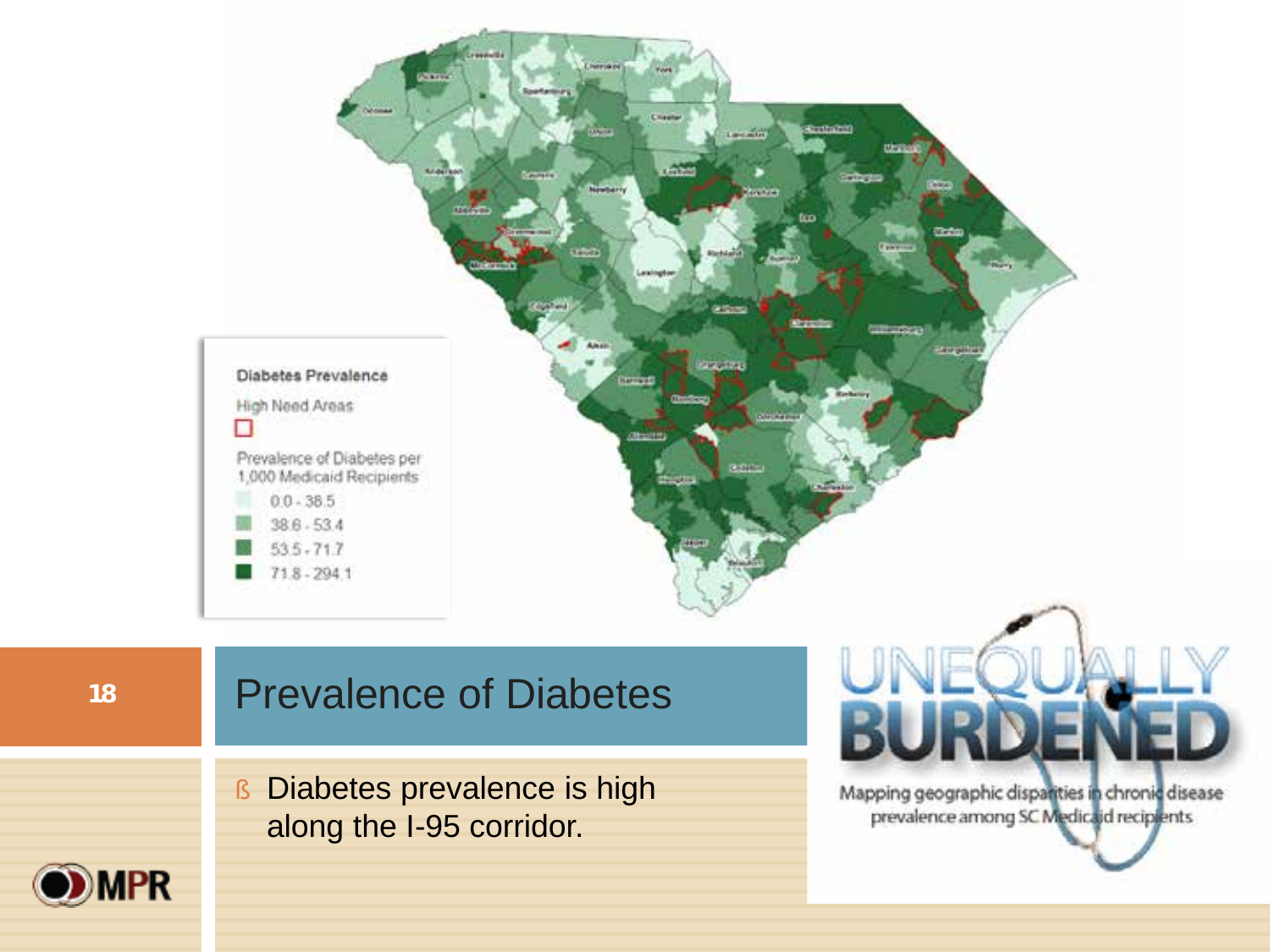Diabetes Prevalence

High Need Areas

Prevalence of Diabetes per 1,000 Medicaid Recipients

- 0.0 - 38.5
- 38.6 - 53.4
- 53.5 - 71.7
- 71.8 - 294.1

# Prevalence of Diabetes

- Diabetes prevalence is high along the I-95 corridor.

UNEQUALLY BURDENED

Mapping geographic disparities in chronic disease prevalence among SC Medicaid recipients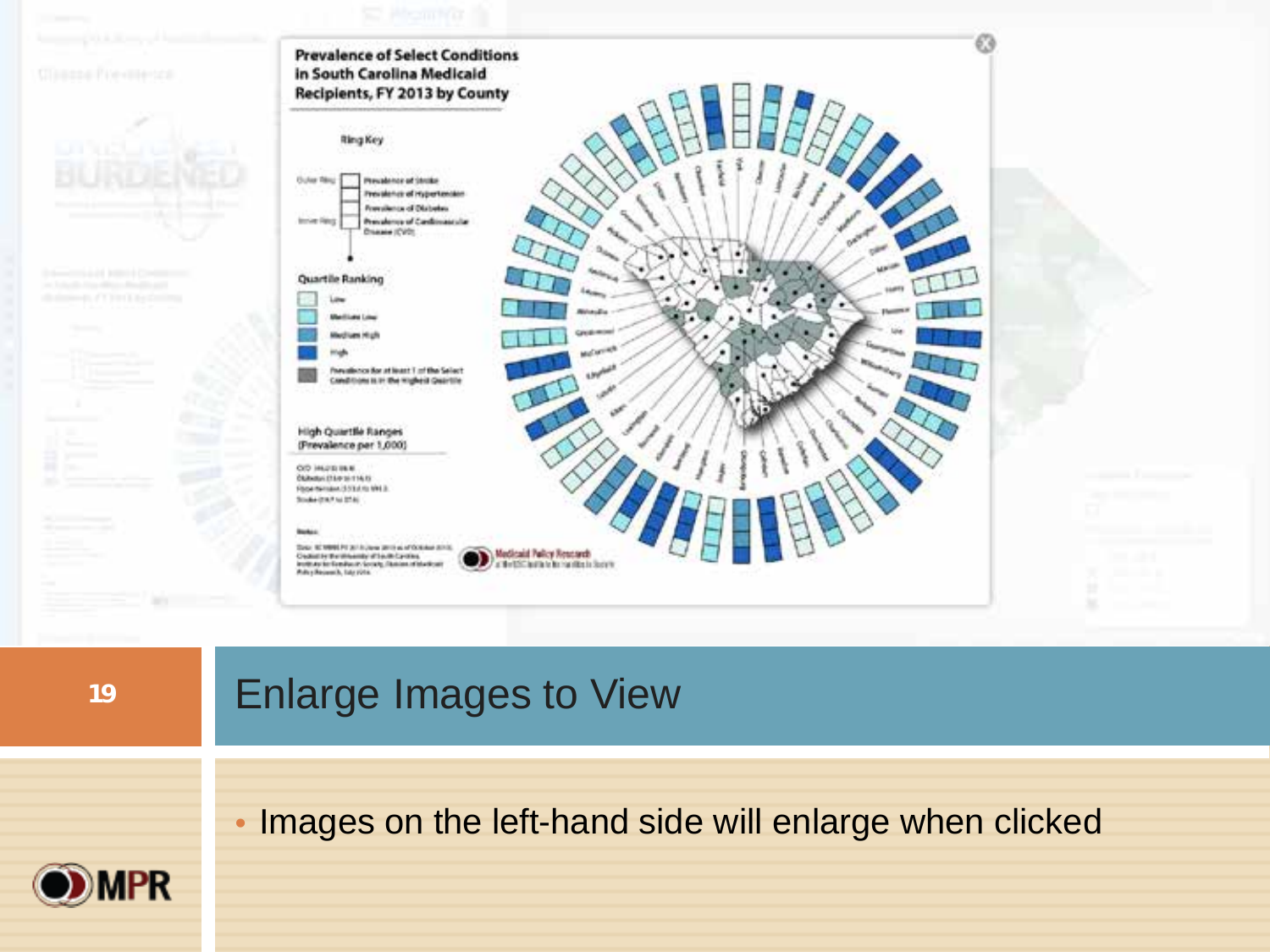# Enlarge Images to View

- Images on the left-hand side will enlarge when clicked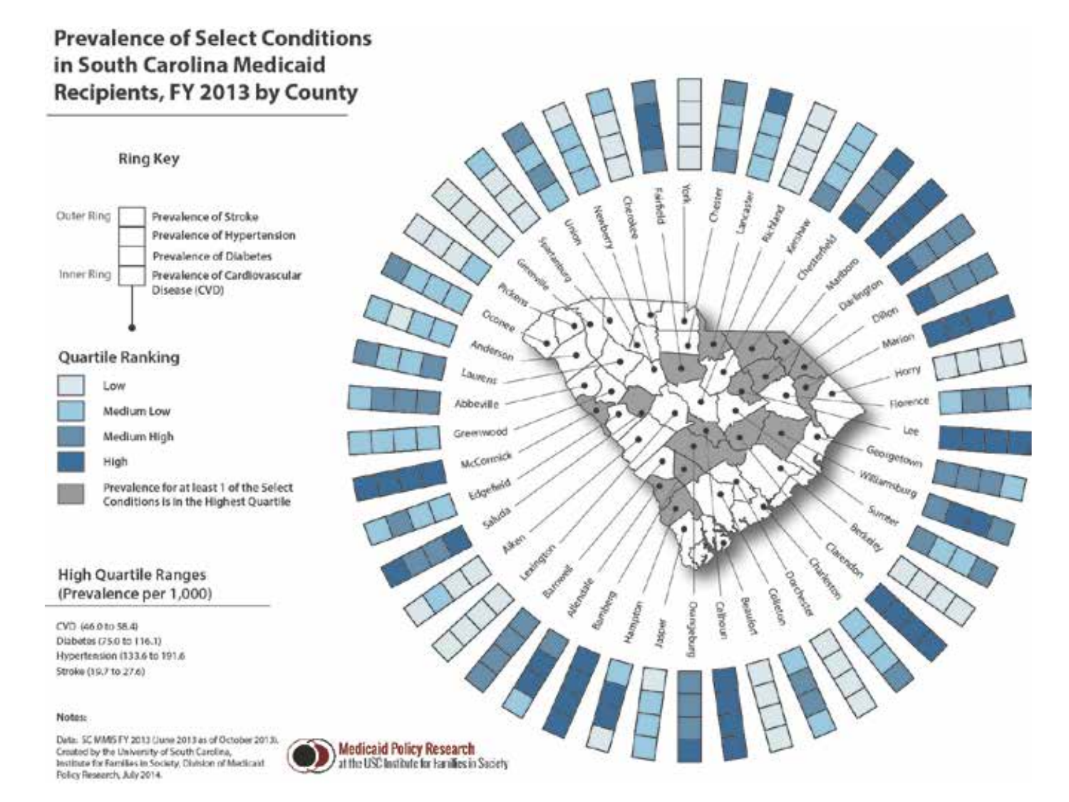# Prevalence of Select Conditions in South Carolina Medicaid Recipients, FY 2013 by County

**Ring Key**

Outer Ring — Prevalence of Stroke
Prevalence of Hypertension
Prevalence of Diabetes
Inner Ring — Prevalence of Cardiovascular Disease (CVD)

**Quartile Ranking**

- Low
- Medium Low
- Medium High
- High
- Prevalence for at least 1 of the Select Conditions is in the Highest Quartile

## High Quartile Ranges (Prevalence per 1,000)

CVD (46.0 to 58.4)
Diabetes (75.0 to 116.1)
Hypertension (133.6 to 191.6)
Stroke (19.7 to 27.6)

York, Chester, Lancaster, Richland, Kershaw, Chesterfield, Marlboro, Darlington, Dillon, Marion, Horry, Florence, Lee, Georgetown, Williamsburg, Sumter, Berkeley, Clarendon, Charleston, Dorchester, Colleton, Beaufort, Calhoun, Orangeburg, Jasper, Hampton, Bamberg, Allendale, Barnwell, Lexington, Aiken, Saluda, Edgefield, McCormick, Greenwood, Abbeville, Laurens, Anderson, Oconee, Pickens, Greenville, Spartanburg, Union, Newberry, Cherokee, Fairfield

Notes:

Data: SC MMIS FY 2013 (June 2013 as of October 2013). Created by the University of South Carolina, Institute for Families in Society, Division of Medicaid Policy Research, July 2014.

Medicaid Policy Research at the USC Institute for Families in Society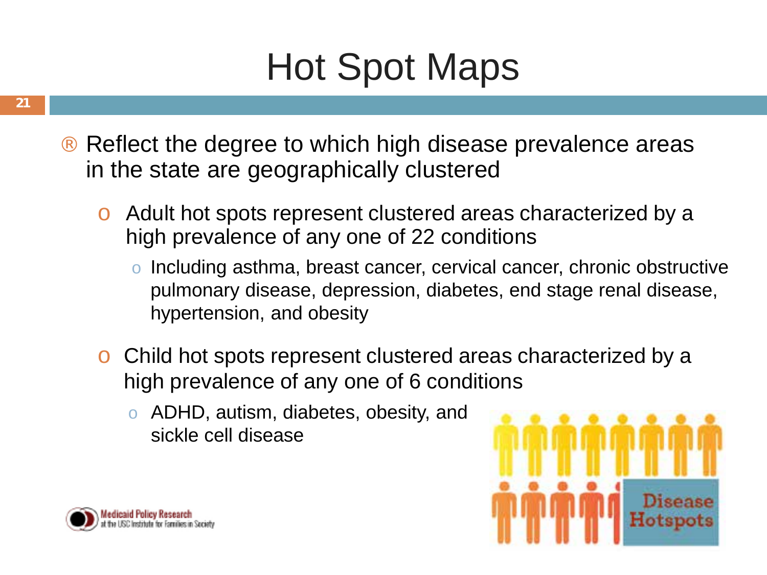# Hot Spot Maps

- Reflect the degree to which high disease prevalence areas in the state are geographically clustered
  - Adult hot spots represent clustered areas characterized by a high prevalence of any one of 22 conditions
    - Including asthma, breast cancer, cervical cancer, chronic obstructive pulmonary disease, depression, diabetes, end stage renal disease, hypertension, and obesity
  - Child hot spots represent clustered areas characterized by a high prevalence of any one of 6 conditions
    - ADHD, autism, diabetes, obesity, and sickle cell disease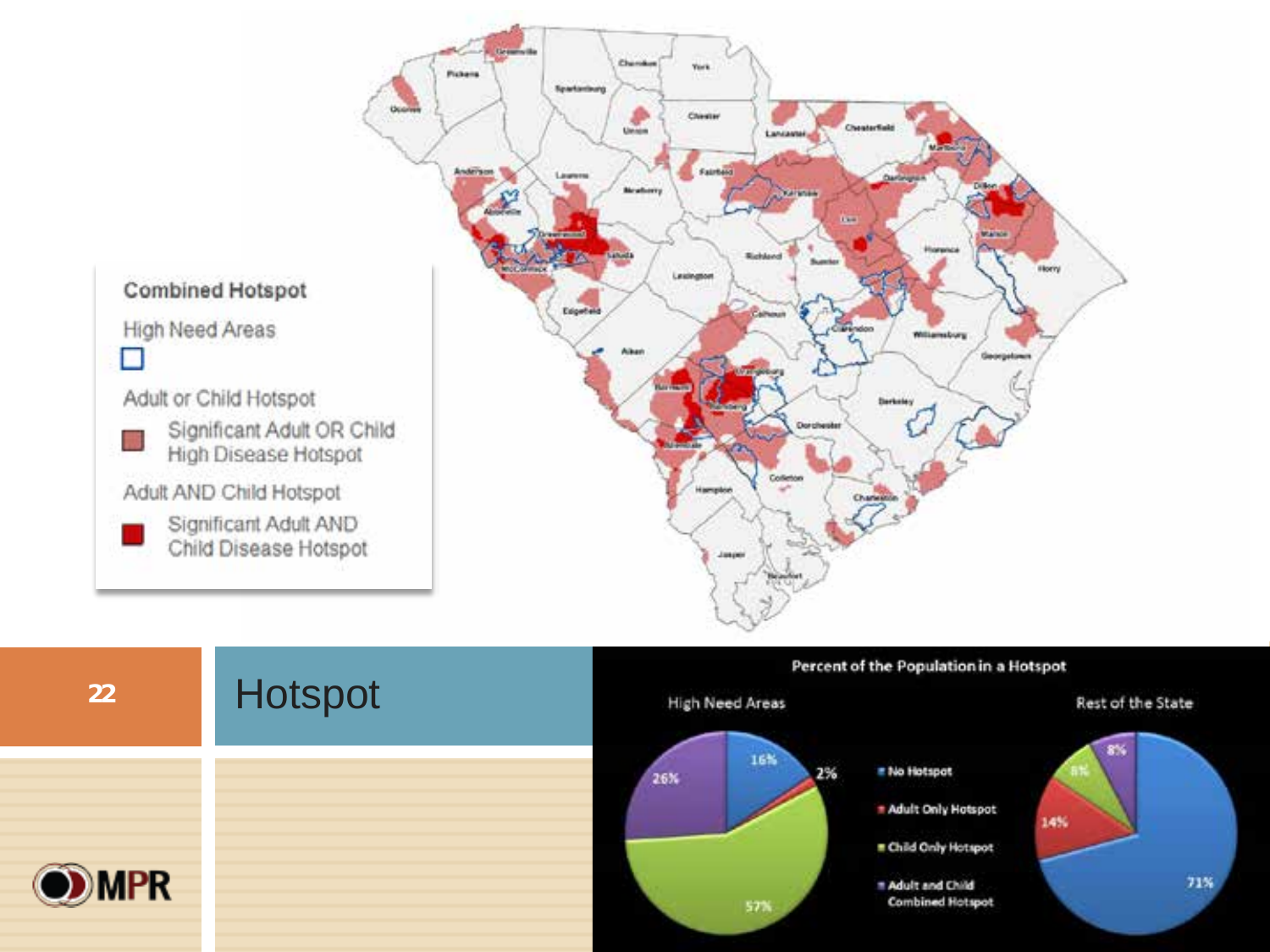# Hotspot

**Combined Hotspot**

High Need Areas

Adult or Child Hotspot

- Significant Adult OR Child High Disease Hotspot

Adult AND Child Hotspot

- Significant Adult AND Child Disease Hotspot

**Percent of the Population in a Hotspot**

| | High Need Areas | Rest of the State |
|---|---|---|
| No Hotspot | 16% | 71% |
| Adult Only Hotspot | 2% | 14% |
| Child Only Hotspot | 57% | 8% |
| Adult and Child Combined Hotspot | 26% | 8% |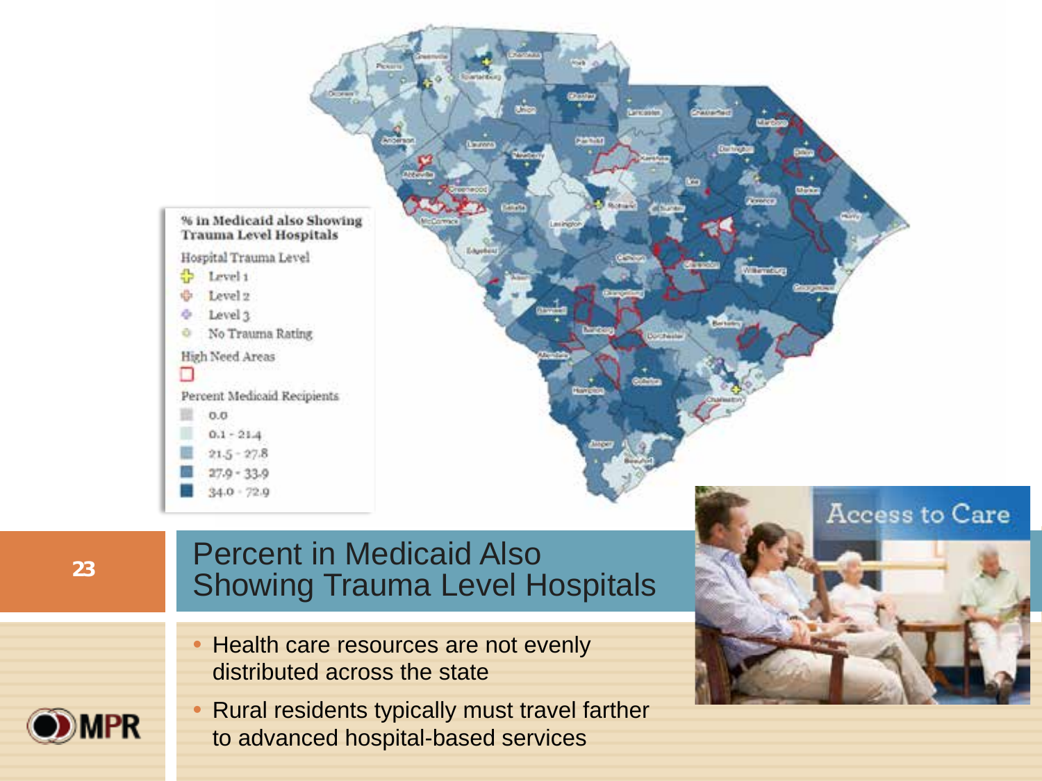# Percent in Medicaid Also Showing Trauma Level Hospitals

**% in Medicaid also Showing Trauma Level Hospitals**

Hospital Trauma Level

- Level 1
- Level 2
- Level 3
- No Trauma Rating

High Need Areas

Percent Medicaid Recipients

- 0.0
- 0.1 - 21.4
- 21.5 - 27.8
- 27.9 - 33.9
- 34.0 - 72.9

- Health care resources are not evenly distributed across the state
- Rural residents typically must travel farther to advanced hospital-based services

Access to Care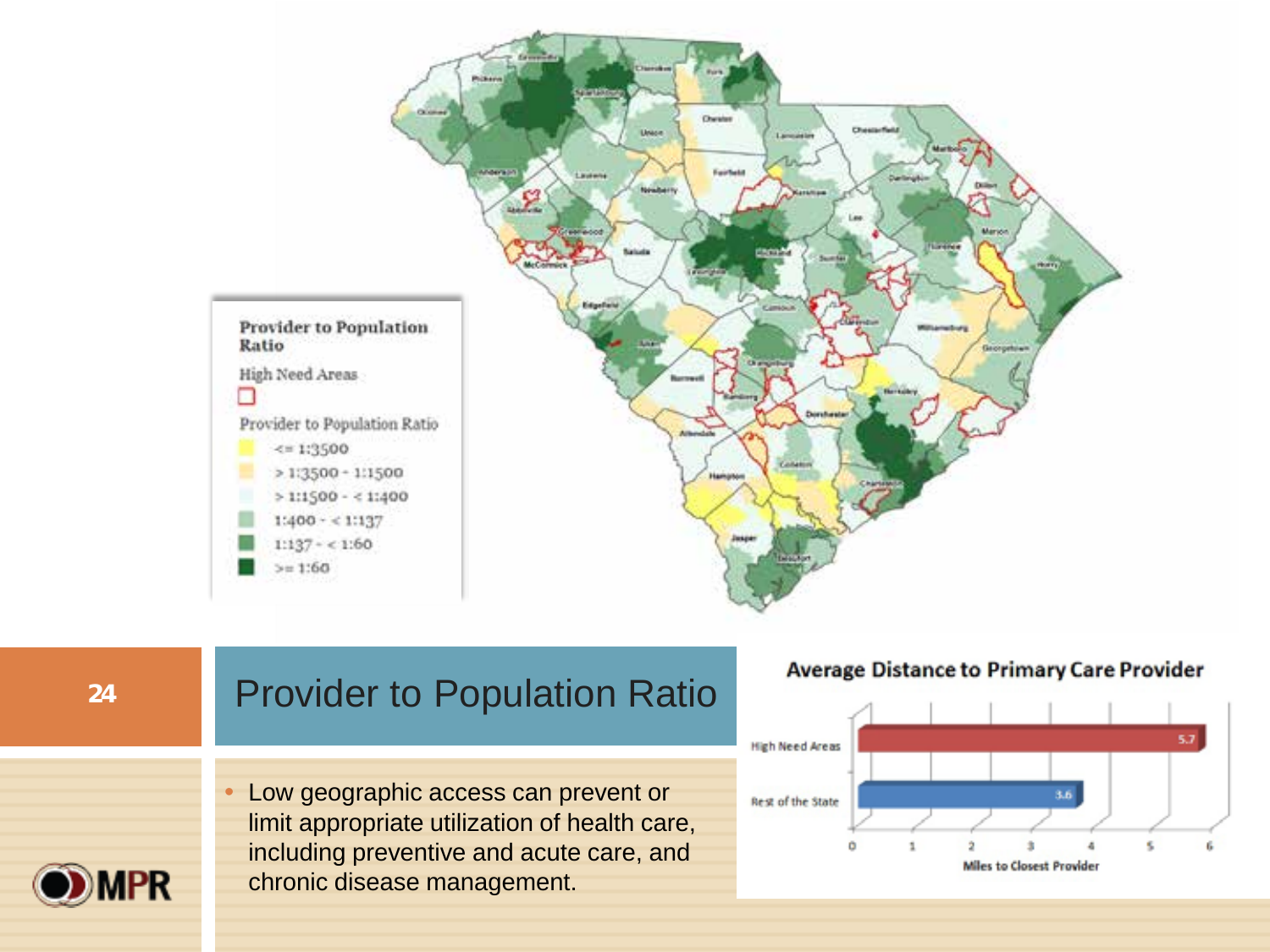**Provider to Population Ratio**

High Need Areas

Provider to Population Ratio

- <= 1:3500
- > 1:3500 - 1:1500
- > 1:1500 - < 1:400
- 1:400 - < 1:137
- 1:137 - < 1:60
- >= 1:60

# Provider to Population Ratio

- Low geographic access can prevent or limit appropriate utilization of health care, including preventive and acute care, and chronic disease management.

**Average Distance to Primary Care Provider**

| | Miles to Closest Provider |
|---|---|
| High Need Areas | 5.7 |
| Rest of the State | 3.6 |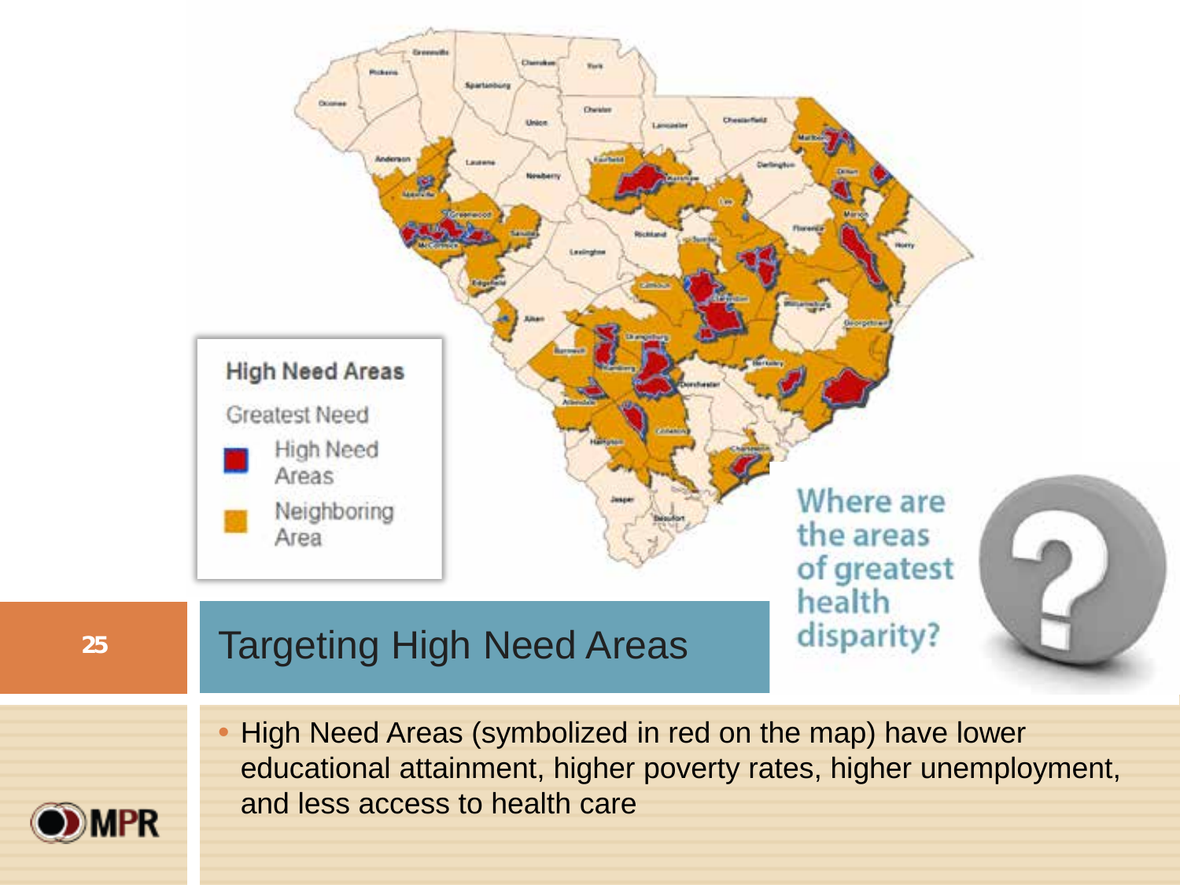## Targeting High Need Areas

High Need Areas

Greatest Need

- High Need Areas
- Neighboring Area

Where are the areas of greatest health disparity?

- High Need Areas (symbolized in red on the map) have lower educational attainment, higher poverty rates, higher unemployment, and less access to health care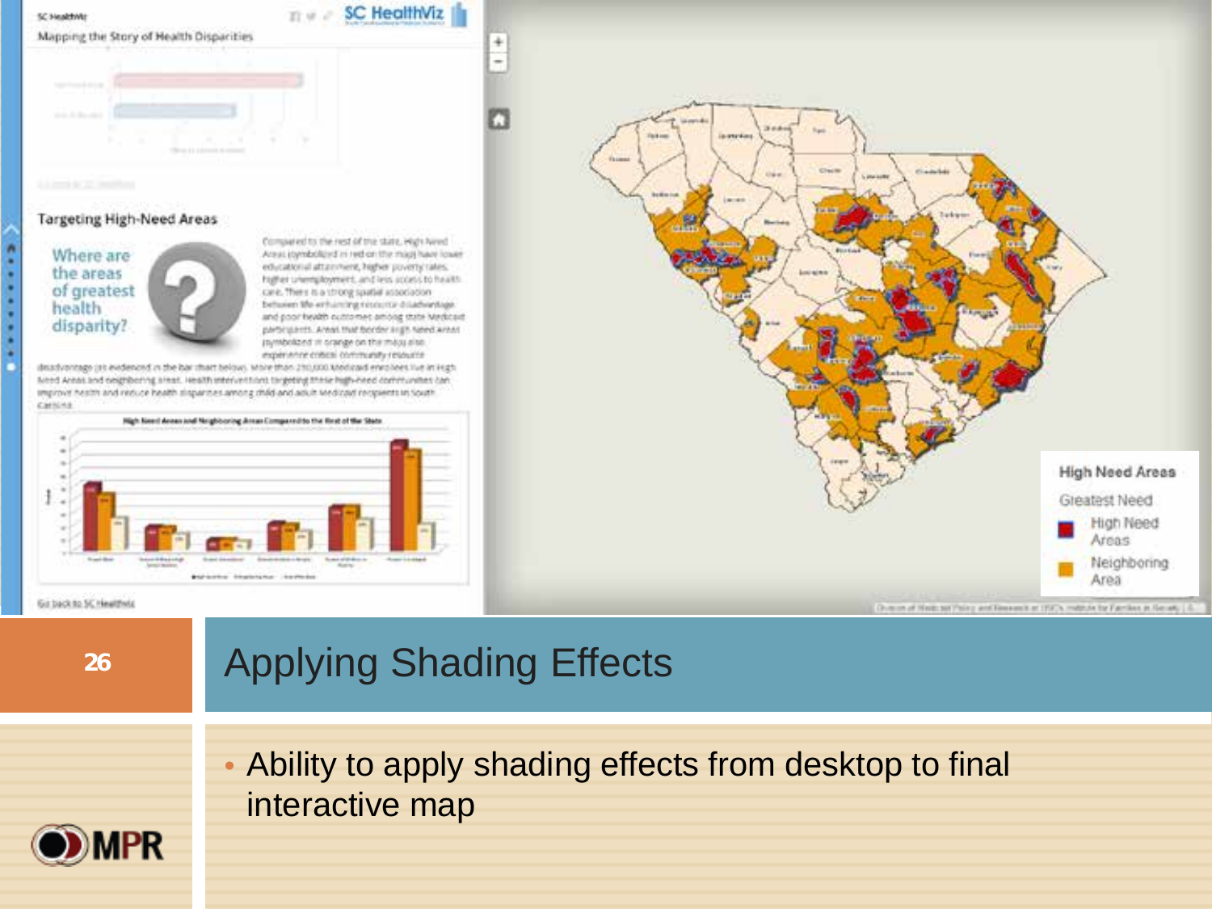# Applying Shading Effects

- Ability to apply shading effects from desktop to final interactive map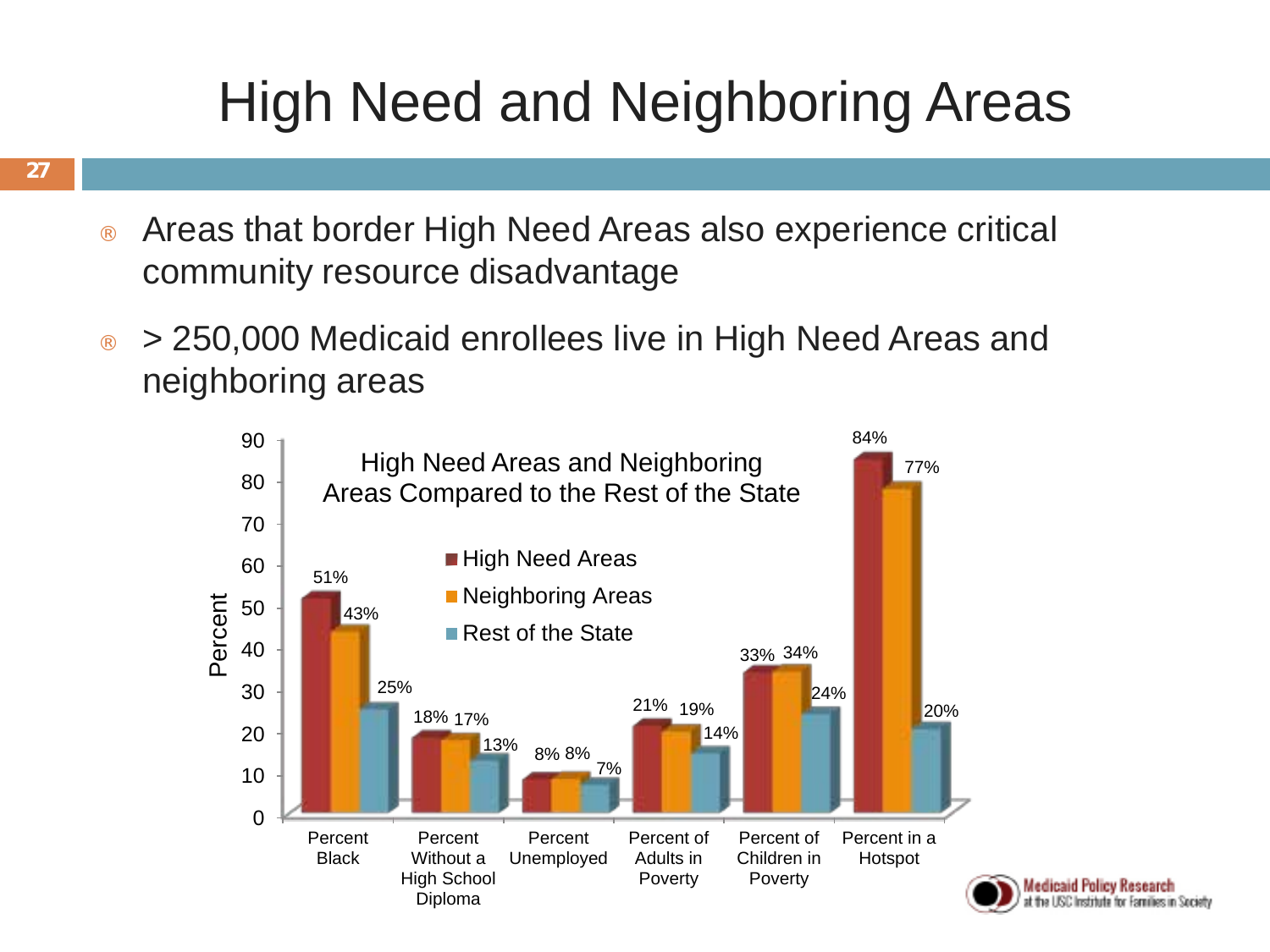# High Need and Neighboring Areas

- Areas that border High Need Areas also experience critical community resource disadvantage
- > 250,000 Medicaid enrollees live in High Need Areas and neighboring areas

**High Need Areas and Neighboring Areas Compared to the Rest of the State**

| | High Need Areas | Neighboring Areas | Rest of the State |
|---|---|---|---|
| Percent Black | 51% | 43% | 25% |
| Percent Without a High School Diploma | 18% | 17% | 13% |
| Percent Unemployed | 8% | 8% | 7% |
| Percent of Adults in Poverty | 21% | 19% | 14% |
| Percent of Children in Poverty | 33% | 34% | 24% |
| Percent in a Hotspot | 84% | 77% | 20% |

Medicaid Policy Research at the USC Institute for Families in Society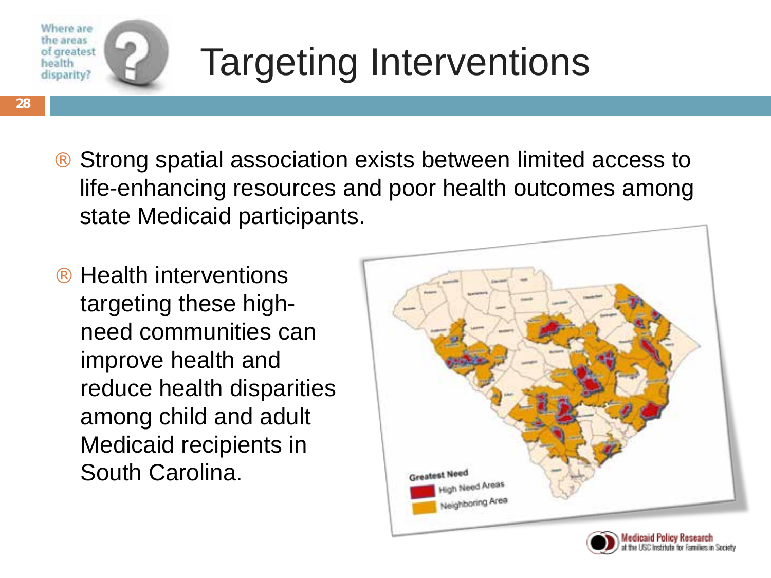# Targeting Interventions

- Strong spatial association exists between limited access to life-enhancing resources and poor health outcomes among state Medicaid participants.
- Health interventions targeting these high-need communities can improve health and reduce health disparities among child and adult Medicaid recipients in South Carolina.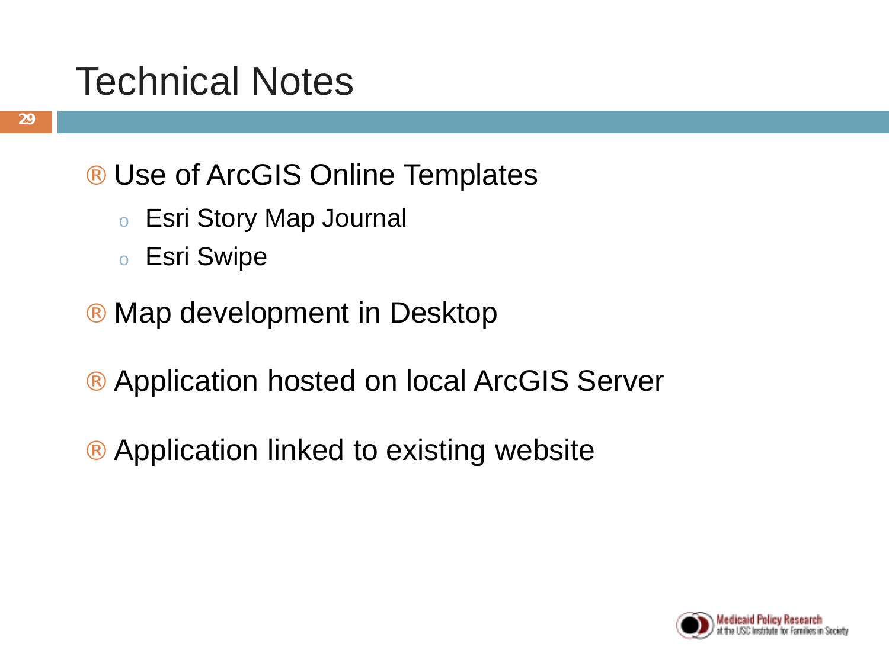# Technical Notes

- Use of ArcGIS Online Templates
  - Esri Story Map Journal
  - Esri Swipe
- Map development in Desktop
- Application hosted on local ArcGIS Server
- Application linked to existing website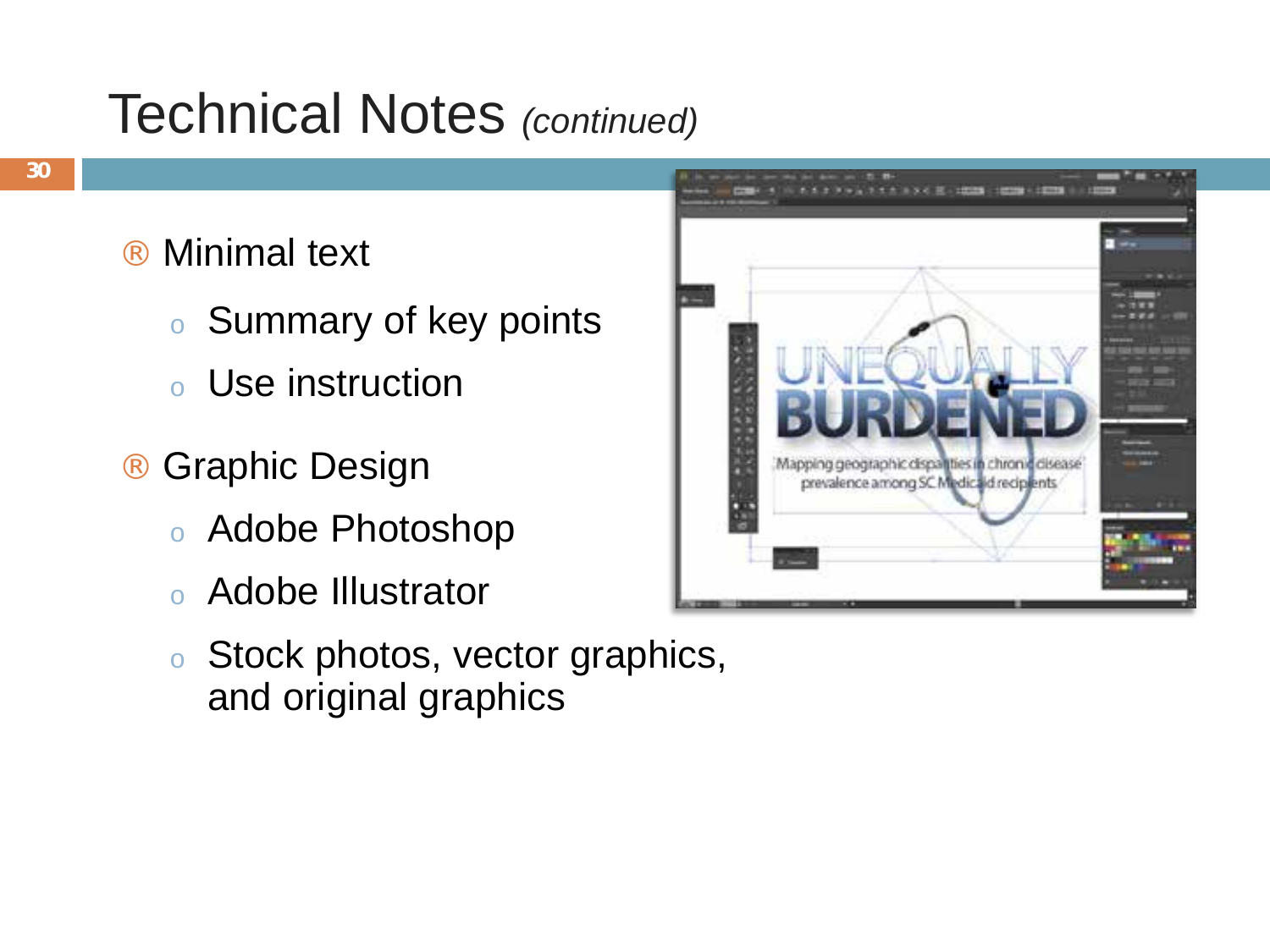# Technical Notes *(continued)*

- Minimal text
  - Summary of key points
  - Use instruction
- Graphic Design
  - Adobe Photoshop
  - Adobe Illustrator
  - Stock photos, vector graphics, and original graphics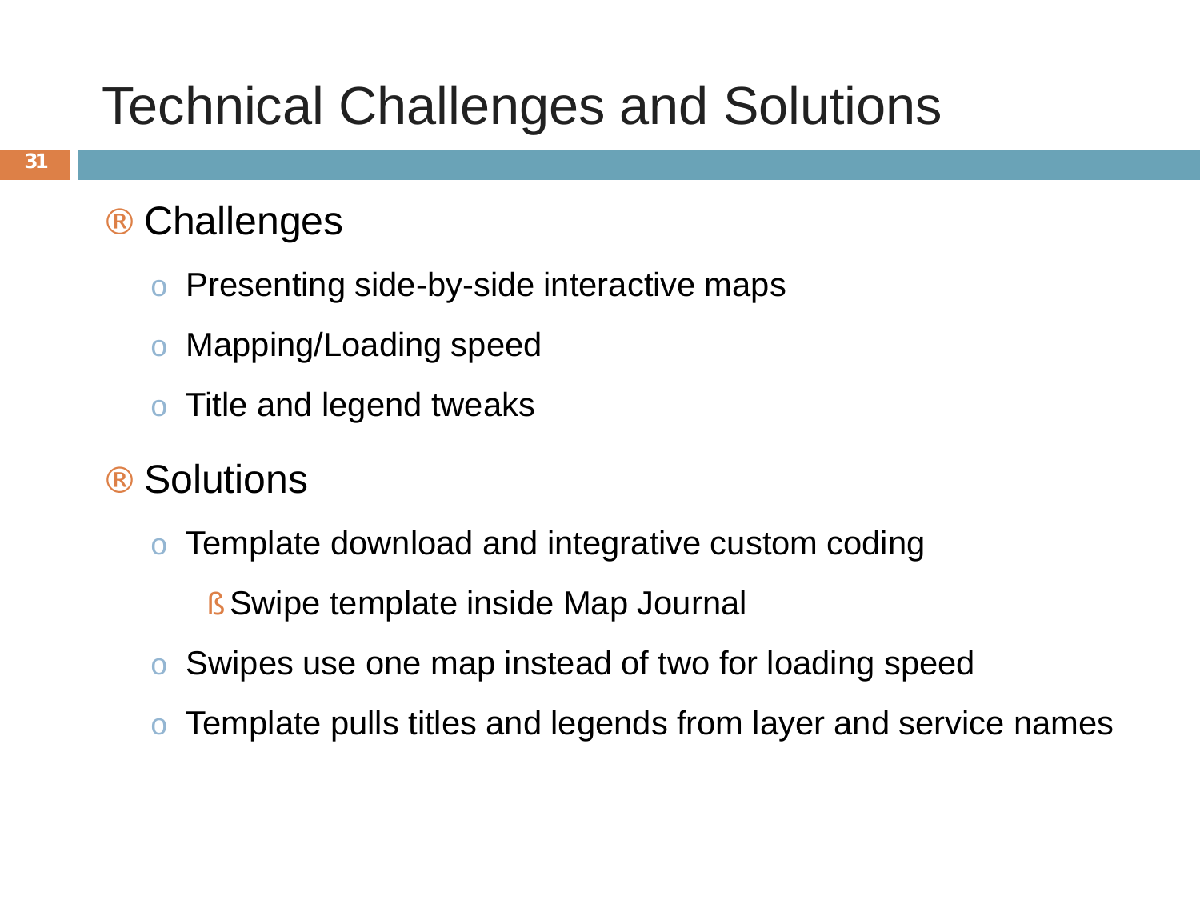# Technical Challenges and Solutions

- Challenges
  - Presenting side-by-side interactive maps
  - Mapping/Loading speed
  - Title and legend tweaks
- Solutions
  - Template download and integrative custom coding
    - Swipe template inside Map Journal
  - Swipes use one map instead of two for loading speed
  - Template pulls titles and legends from layer and service names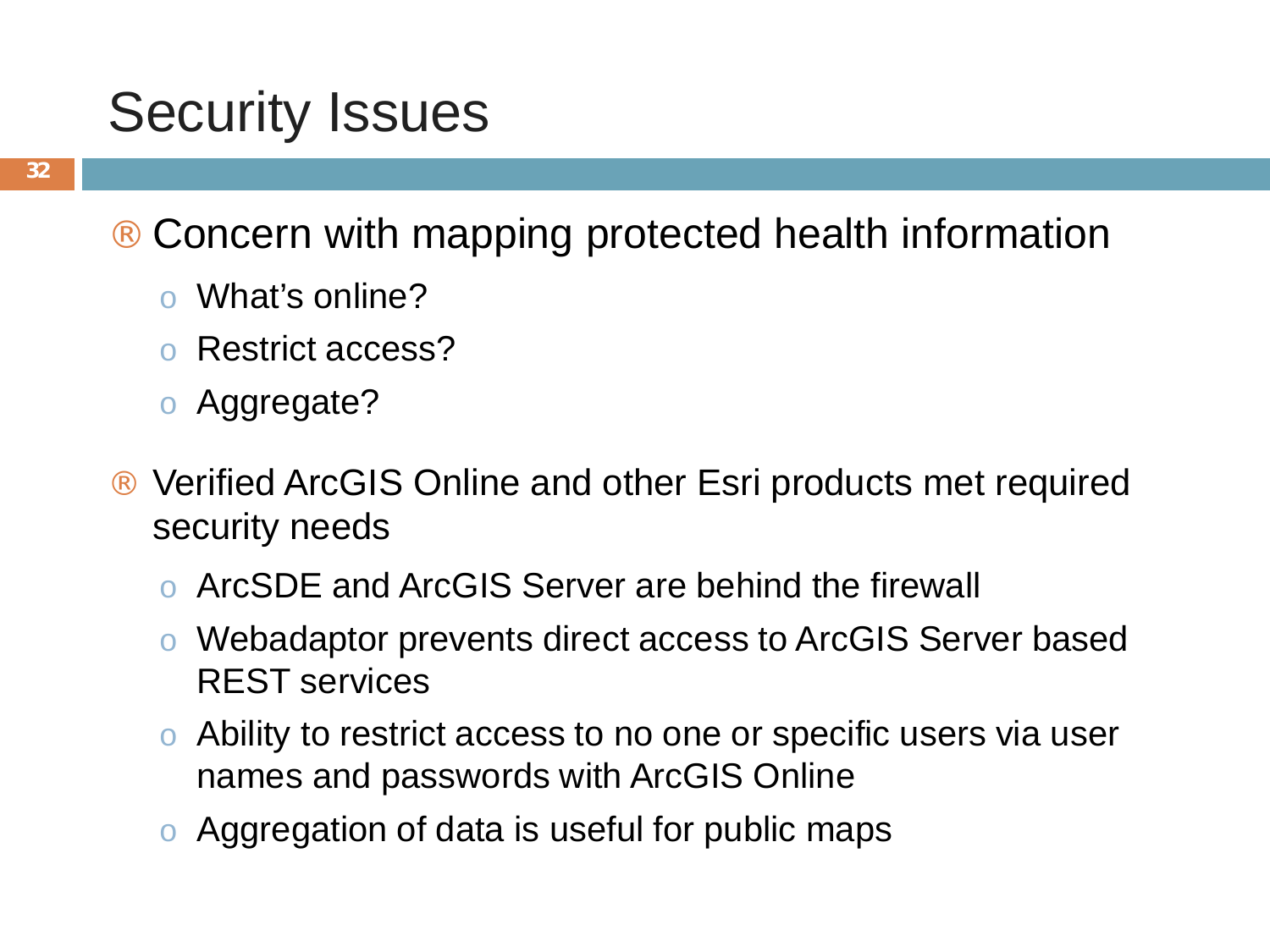# Security Issues

- Concern with mapping protected health information
  - What's online?
  - Restrict access?
  - Aggregate?

- Verified ArcGIS Online and other Esri products met required security needs
  - ArcSDE and ArcGIS Server are behind the firewall
  - Webadaptor prevents direct access to ArcGIS Server based REST services
  - Ability to restrict access to no one or specific users via user names and passwords with ArcGIS Online
  - Aggregation of data is useful for public maps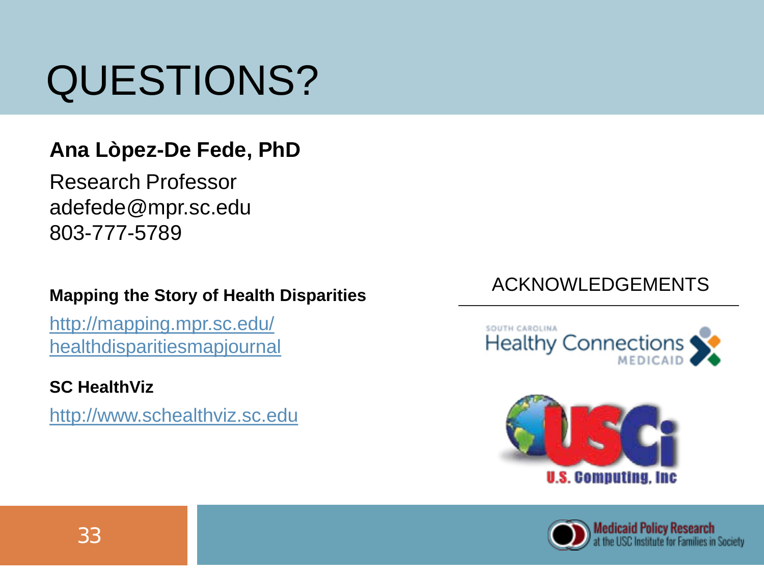# QUESTIONS?

**Ana Lòpez-De Fede, PhD**

Research Professor
adefede@mpr.sc.edu
803-777-5789

**Mapping the Story of Health Disparities**

http://mapping.mpr.sc.edu/healthdisparitiesmapjournal

**SC HealthViz**

http://www.schealthviz.sc.edu

ACKNOWLEDGEMENTS

SOUTH CAROLINA Healthy Connections MEDICAID

U.S. Computing, Inc

Medicaid Policy Research at the USC Institute for Families in Society